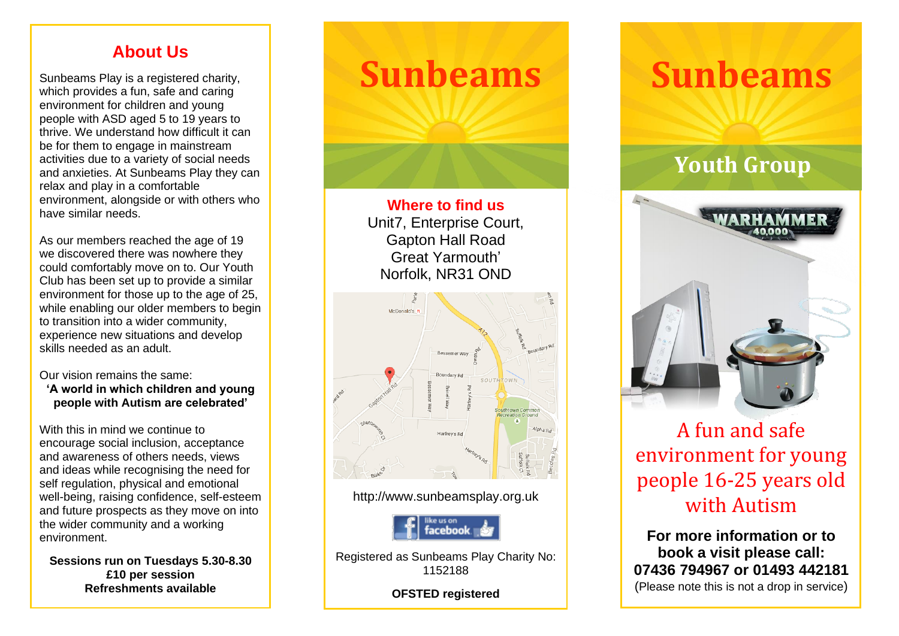## About Us

Sunbeams Play is a registered charity, which provides a fun, safe and caring environment for children and young people with ASD aged 5 to 19 years to thrive. We understand how difficult it can be for them to engage in mainstream activities due to a variety of social needs and anxieties. At Sunbeams Play they can relax and play in a comfortable environment, alongside or with others who have similar needs.

As our members reached the age of 19 we discovered there was nowhere they could comfortably move on to. Our Youth Club has been set up to provide a similar environment for those up to the age of 25, while enabling our older members to begin to transition into a wider community, experience new situations and develop skills needed as an adult.

Our vision remains the same:
**'A world in which children and young people with Autism are celebrated'**

With this in mind we continue to encourage social inclusion, acceptance and awareness of others needs, views and ideas while recognising the need for self regulation, physical and emotional well-being, raising confidence, self-esteem and future prospects as they move on into the wider community and a working environment.

**Sessions run on Tuesdays 5.30-8.30**
**£10 per session**
**Refreshments available**

# Sunbeams

## Where to find us

Unit7, Enterprise Court,
Gapton Hall Road
Great Yarmouth'
Norfolk, NR31 OND

http://www.sunbeamsplay.org.uk

Registered as Sunbeams Play Charity No: 1152188

**OFSTED registered**

# Sunbeams

## Youth Group

A fun and safe environment for young people 16-25 years old with Autism

**For more information or to book a visit please call:**
**07436 794967 or 01493 442181**
(Please note this is not a drop in service)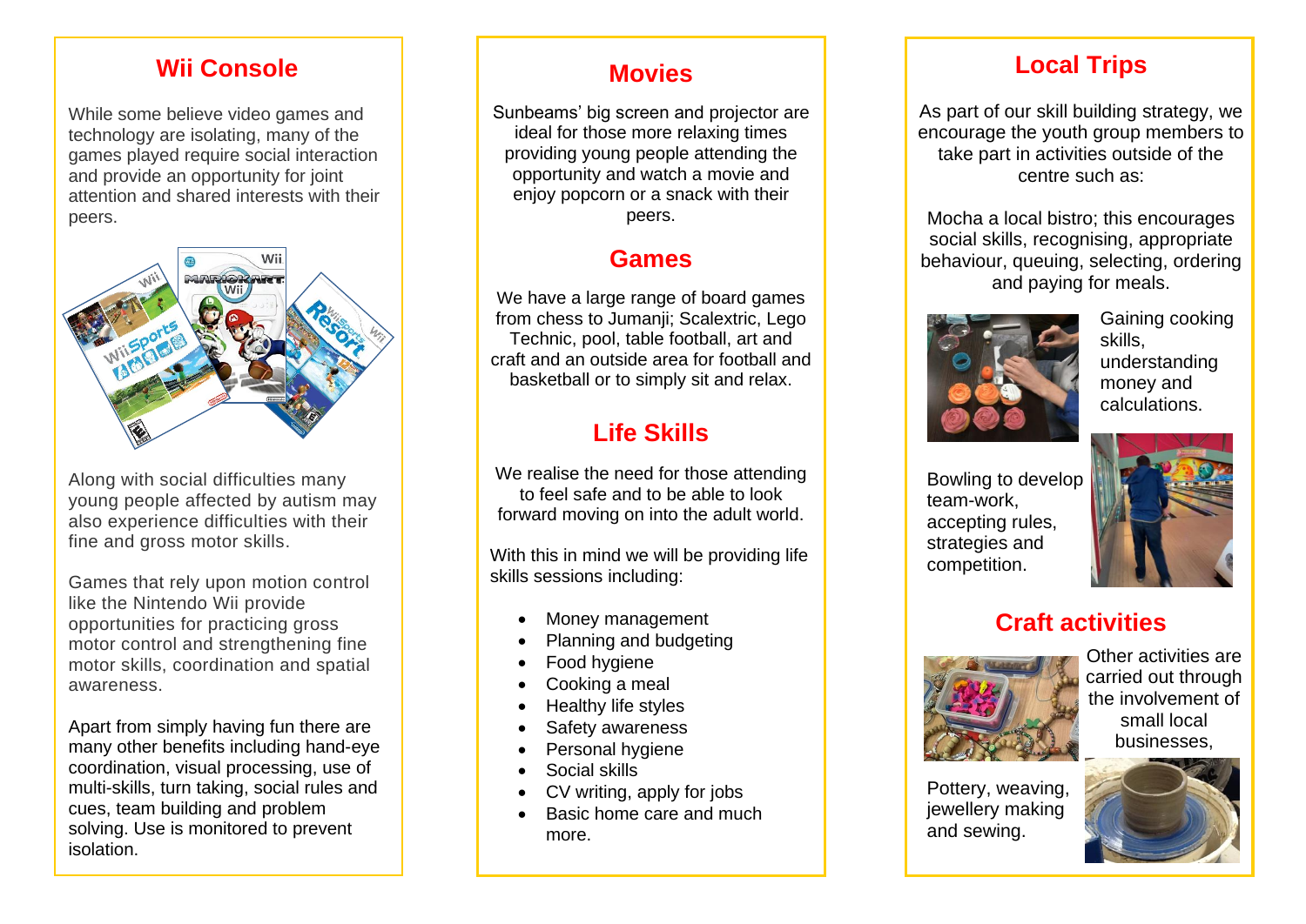## Wii Console

While some believe video games and technology are isolating, many of the games played require social interaction and provide an opportunity for joint attention and shared interests with their peers.

Along with social difficulties many young people affected by autism may also experience difficulties with their fine and gross motor skills.

Games that rely upon motion control like the Nintendo Wii provide opportunities for practicing gross motor control and strengthening fine motor skills, coordination and spatial awareness.

Apart from simply having fun there are many other benefits including hand-eye coordination, visual processing, use of multi-skills, turn taking, social rules and cues, team building and problem solving. Use is monitored to prevent isolation.

## Movies

Sunbeams' big screen and projector are ideal for those more relaxing times providing young people attending the opportunity and watch a movie and enjoy popcorn or a snack with their peers.

## Games

We have a large range of board games from chess to Jumanji; Scalextric, Lego Technic, pool, table football, art and craft and an outside area for football and basketball or to simply sit and relax.

## Life Skills

We realise the need for those attending to feel safe and to be able to look forward moving on into the adult world.

With this in mind we will be providing life skills sessions including:

- Money management
- Planning and budgeting
- Food hygiene
- Cooking a meal
- Healthy life styles
- Safety awareness
- Personal hygiene
- Social skills
- CV writing, apply for jobs
- Basic home care and much more.

## Local Trips

As part of our skill building strategy, we encourage the youth group members to take part in activities outside of the centre such as:

Mocha a local bistro; this encourages social skills, recognising, appropriate behaviour, queuing, selecting, ordering and paying for meals.

Gaining cooking skills, understanding money and calculations.

Bowling to develop team-work, accepting rules, strategies and competition.

## Craft activities

Other activities are carried out through the involvement of small local businesses,

Pottery, weaving, jewellery making and sewing.